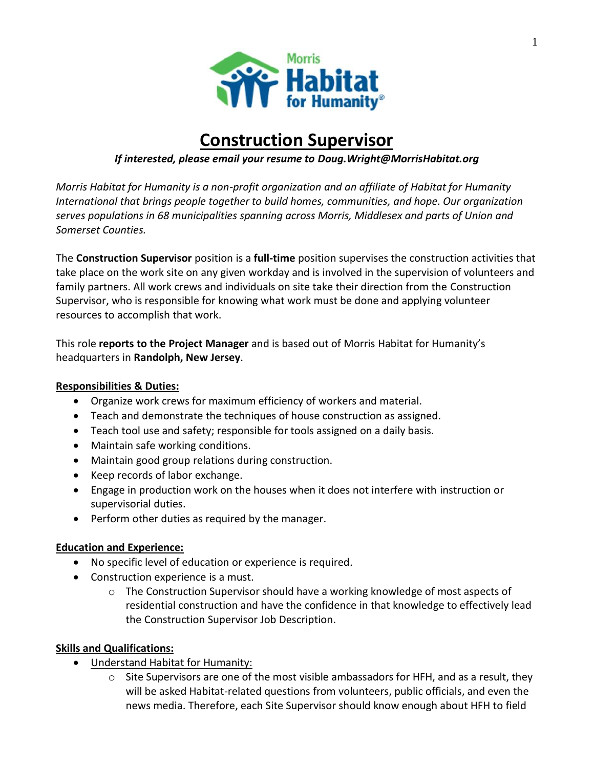# Construction Supervisor

***If interested, please email your resume to Doug.Wright@MorrisHabitat.org***

*Morris Habitat for Humanity is a non-profit organization and an affiliate of Habitat for Humanity International that brings people together to build homes, communities, and hope. Our organization serves populations in 68 municipalities spanning across Morris, Middlesex and parts of Union and Somerset Counties.*

The **Construction Supervisor** position is a **full-time** position supervises the construction activities that take place on the work site on any given workday and is involved in the supervision of volunteers and family partners. All work crews and individuals on site take their direction from the Construction Supervisor, who is responsible for knowing what work must be done and applying volunteer resources to accomplish that work.

This role **reports to the Project Manager** and is based out of Morris Habitat for Humanity's headquarters in **Randolph, New Jersey**.

## Responsibilities & Duties:

- Organize work crews for maximum efficiency of workers and material.
- Teach and demonstrate the techniques of house construction as assigned.
- Teach tool use and safety; responsible for tools assigned on a daily basis.
- Maintain safe working conditions.
- Maintain good group relations during construction.
- Keep records of labor exchange.
- Engage in production work on the houses when it does not interfere with instruction or supervisorial duties.
- Perform other duties as required by the manager.

## Education and Experience:

- No specific level of education or experience is required.
- Construction experience is a must.
  - The Construction Supervisor should have a working knowledge of most aspects of residential construction and have the confidence in that knowledge to effectively lead the Construction Supervisor Job Description.

## Skills and Qualifications:

- Understand Habitat for Humanity:
  - Site Supervisors are one of the most visible ambassadors for HFH, and as a result, they will be asked Habitat-related questions from volunteers, public officials, and even the news media. Therefore, each Site Supervisor should know enough about HFH to field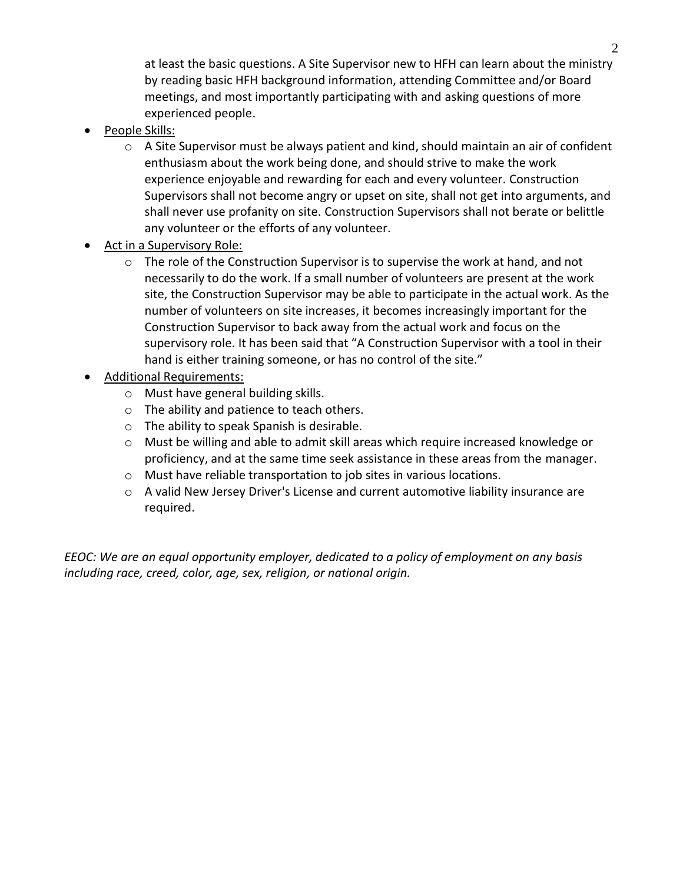at least the basic questions. A Site Supervisor new to HFH can learn about the ministry by reading basic HFH background information, attending Committee and/or Board meetings, and most importantly participating with and asking questions of more experienced people.

- People Skills:
  - A Site Supervisor must be always patient and kind, should maintain an air of confident enthusiasm about the work being done, and should strive to make the work experience enjoyable and rewarding for each and every volunteer. Construction Supervisors shall not become angry or upset on site, shall not get into arguments, and shall never use profanity on site. Construction Supervisors shall not berate or belittle any volunteer or the efforts of any volunteer.
- Act in a Supervisory Role:
  - The role of the Construction Supervisor is to supervise the work at hand, and not necessarily to do the work. If a small number of volunteers are present at the work site, the Construction Supervisor may be able to participate in the actual work. As the number of volunteers on site increases, it becomes increasingly important for the Construction Supervisor to back away from the actual work and focus on the supervisory role. It has been said that "A Construction Supervisor with a tool in their hand is either training someone, or has no control of the site."
- Additional Requirements:
  - Must have general building skills.
  - The ability and patience to teach others.
  - The ability to speak Spanish is desirable.
  - Must be willing and able to admit skill areas which require increased knowledge or proficiency, and at the same time seek assistance in these areas from the manager.
  - Must have reliable transportation to job sites in various locations.
  - A valid New Jersey Driver's License and current automotive liability insurance are required.

*EEOC: We are an equal opportunity employer, dedicated to a policy of employment on any basis including race, creed, color, age, sex, religion, or national origin.*